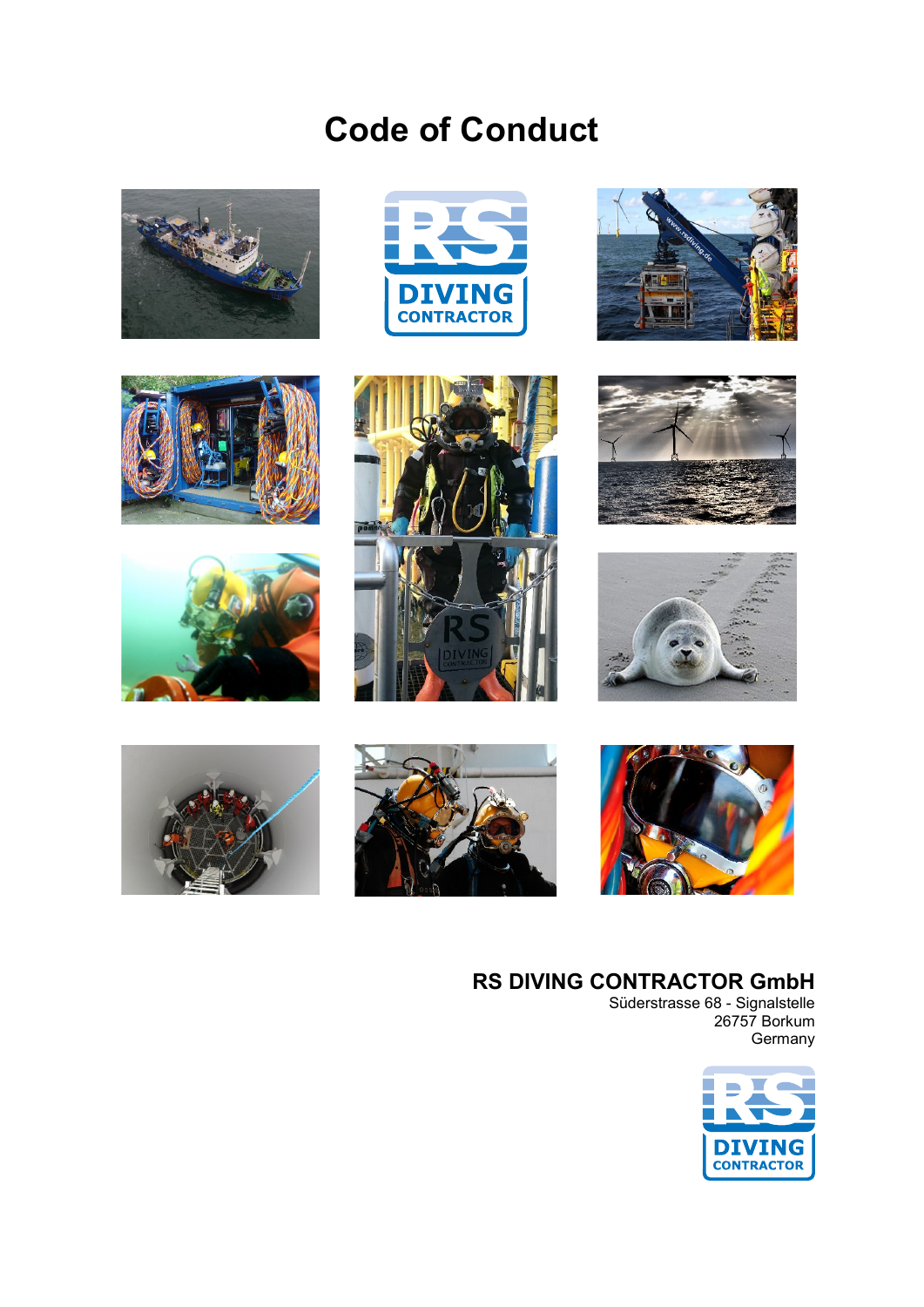# Code of Conduct

**RS DIVING CONTRACTOR GmbH**
Süderstrasse 68 - Signalstelle
26757 Borkum
Germany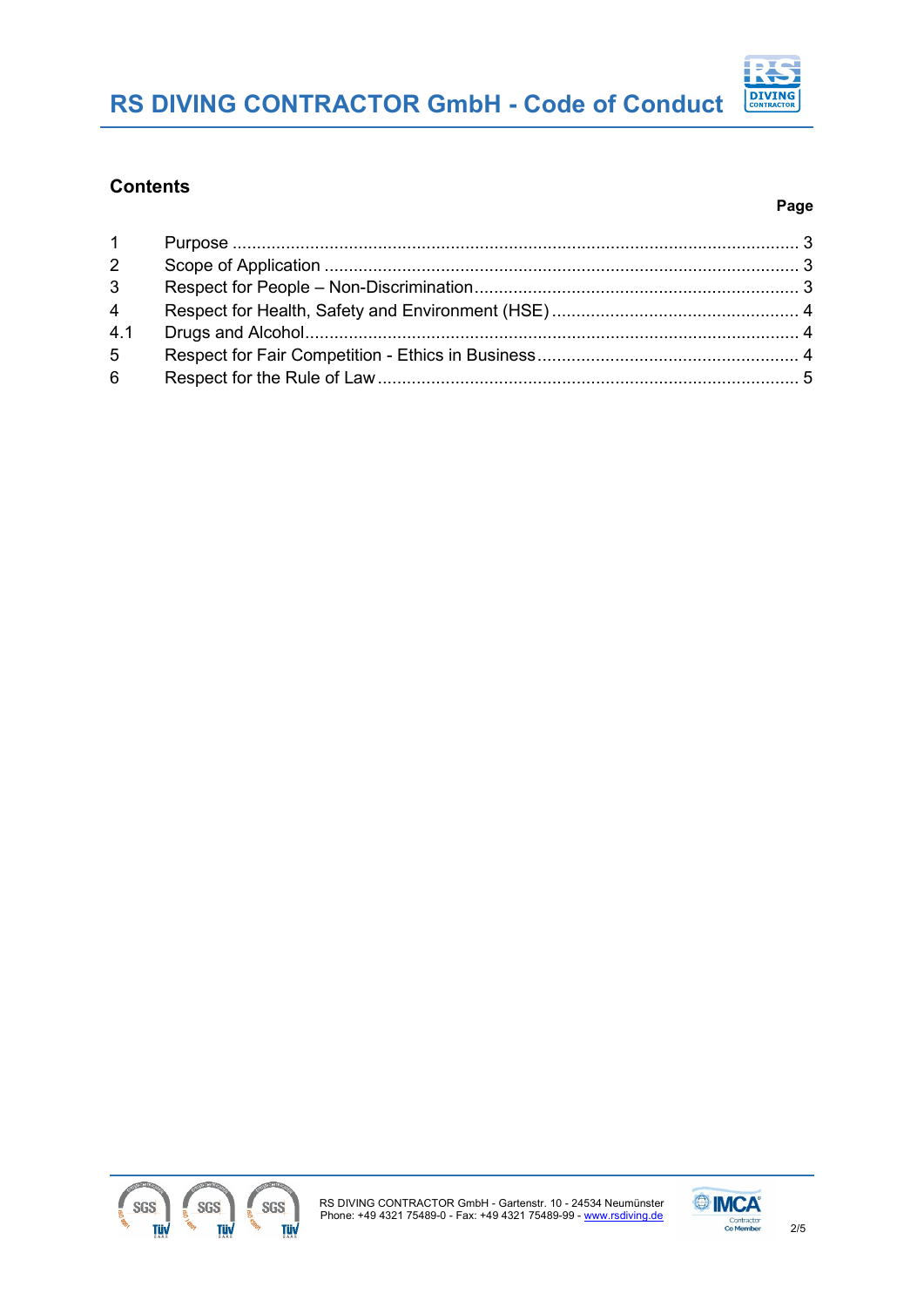## Contents

| | | Page |
|---|---|---|
| 1 | Purpose | 3 |
| 2 | Scope of Application | 3 |
| 3 | Respect for People – Non-Discrimination | 3 |
| 4 | Respect for Health, Safety and Environment (HSE) | 4 |
| 4.1 | Drugs and Alcohol | 4 |
| 5 | Respect for Fair Competition - Ethics in Business | 4 |
| 6 | Respect for the Rule of Law | 5 |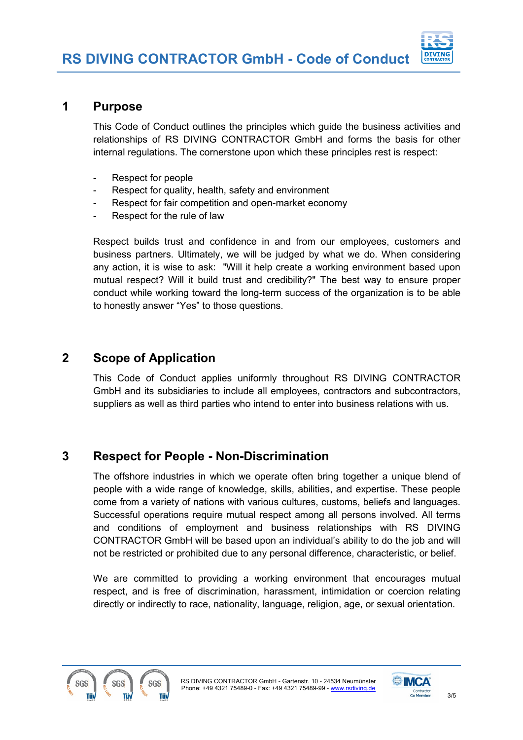## 1 Purpose

This Code of Conduct outlines the principles which guide the business activities and relationships of RS DIVING CONTRACTOR GmbH and forms the basis for other internal regulations. The cornerstone upon which these principles rest is respect:

- Respect for people
- Respect for quality, health, safety and environment
- Respect for fair competition and open-market economy
- Respect for the rule of law

Respect builds trust and confidence in and from our employees, customers and business partners. Ultimately, we will be judged by what we do. When considering any action, it is wise to ask: "Will it help create a working environment based upon mutual respect? Will it build trust and credibility?" The best way to ensure proper conduct while working toward the long-term success of the organization is to be able to honestly answer "Yes" to those questions.

## 2 Scope of Application

This Code of Conduct applies uniformly throughout RS DIVING CONTRACTOR GmbH and its subsidiaries to include all employees, contractors and subcontractors, suppliers as well as third parties who intend to enter into business relations with us.

## 3 Respect for People - Non-Discrimination

The offshore industries in which we operate often bring together a unique blend of people with a wide range of knowledge, skills, abilities, and expertise. These people come from a variety of nations with various cultures, customs, beliefs and languages. Successful operations require mutual respect among all persons involved. All terms and conditions of employment and business relationships with RS DIVING CONTRACTOR GmbH will be based upon an individual's ability to do the job and will not be restricted or prohibited due to any personal difference, characteristic, or belief.

We are committed to providing a working environment that encourages mutual respect, and is free of discrimination, harassment, intimidation or coercion relating directly or indirectly to race, nationality, language, religion, age, or sexual orientation.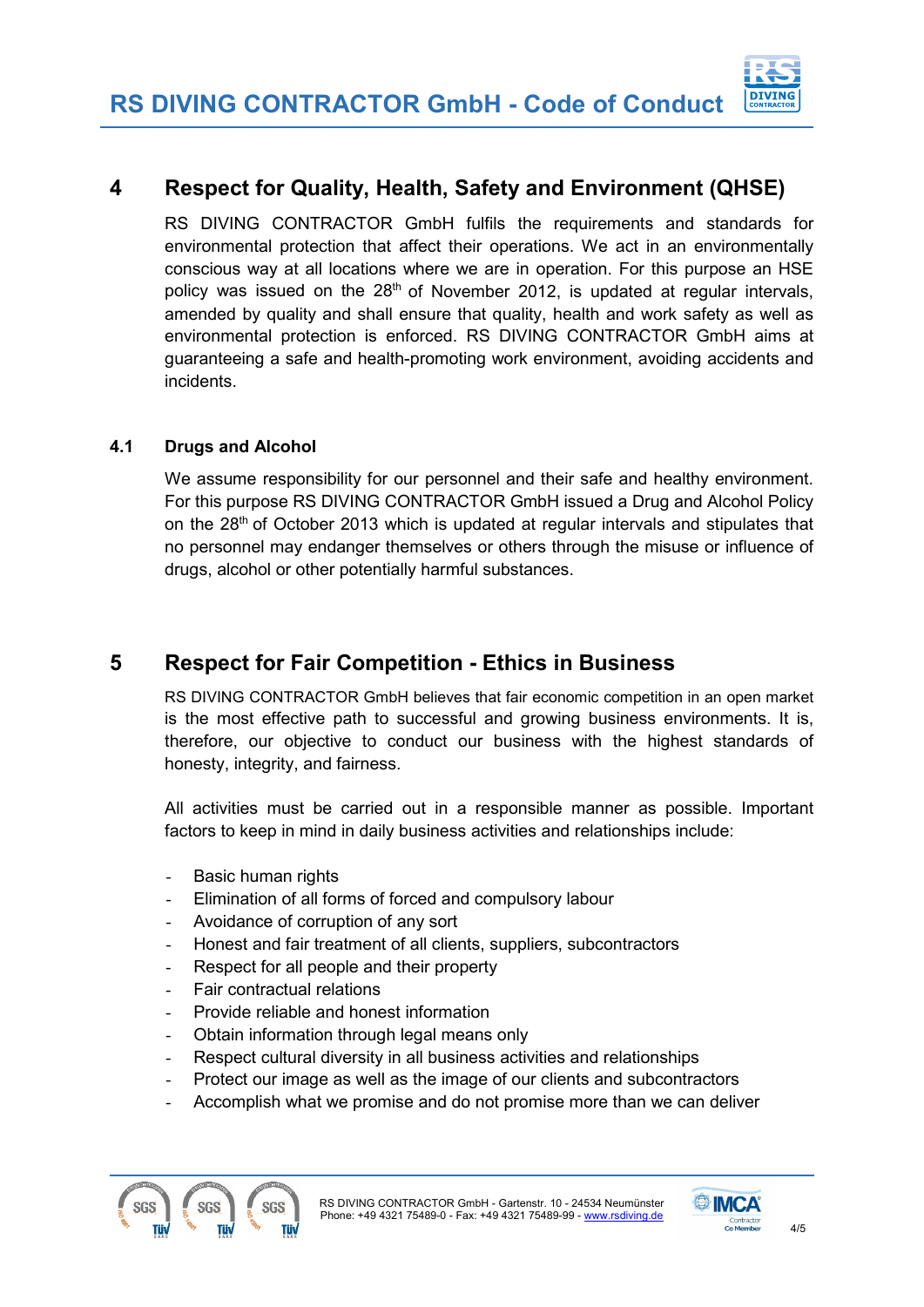## 4 Respect for Quality, Health, Safety and Environment (QHSE)

RS DIVING CONTRACTOR GmbH fulfils the requirements and standards for environmental protection that affect their operations. We act in an environmentally conscious way at all locations where we are in operation. For this purpose an HSE policy was issued on the 28th of November 2012, is updated at regular intervals, amended by quality and shall ensure that quality, health and work safety as well as environmental protection is enforced. RS DIVING CONTRACTOR GmbH aims at guaranteeing a safe and health-promoting work environment, avoiding accidents and incidents.

### 4.1 Drugs and Alcohol

We assume responsibility for our personnel and their safe and healthy environment. For this purpose RS DIVING CONTRACTOR GmbH issued a Drug and Alcohol Policy on the 28th of October 2013 which is updated at regular intervals and stipulates that no personnel may endanger themselves or others through the misuse or influence of drugs, alcohol or other potentially harmful substances.

## 5 Respect for Fair Competition - Ethics in Business

RS DIVING CONTRACTOR GmbH believes that fair economic competition in an open market is the most effective path to successful and growing business environments. It is, therefore, our objective to conduct our business with the highest standards of honesty, integrity, and fairness.

All activities must be carried out in a responsible manner as possible. Important factors to keep in mind in daily business activities and relationships include:

- Basic human rights
- Elimination of all forms of forced and compulsory labour
- Avoidance of corruption of any sort
- Honest and fair treatment of all clients, suppliers, subcontractors
- Respect for all people and their property
- Fair contractual relations
- Provide reliable and honest information
- Obtain information through legal means only
- Respect cultural diversity in all business activities and relationships
- Protect our image as well as the image of our clients and subcontractors
- Accomplish what we promise and do not promise more than we can deliver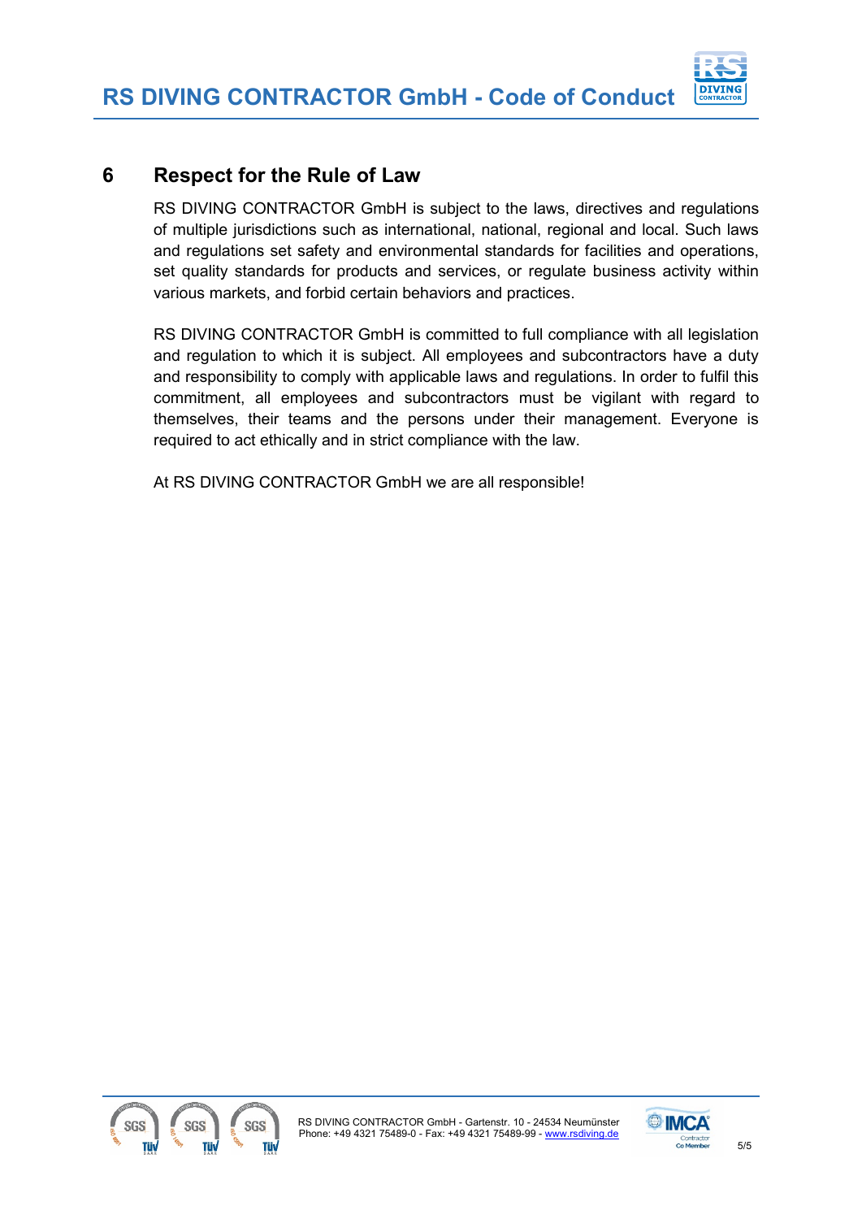## 6 Respect for the Rule of Law

RS DIVING CONTRACTOR GmbH is subject to the laws, directives and regulations of multiple jurisdictions such as international, national, regional and local. Such laws and regulations set safety and environmental standards for facilities and operations, set quality standards for products and services, or regulate business activity within various markets, and forbid certain behaviors and practices.

RS DIVING CONTRACTOR GmbH is committed to full compliance with all legislation and regulation to which it is subject. All employees and subcontractors have a duty and responsibility to comply with applicable laws and regulations. In order to fulfil this commitment, all employees and subcontractors must be vigilant with regard to themselves, their teams and the persons under their management. Everyone is required to act ethically and in strict compliance with the law.

At RS DIVING CONTRACTOR GmbH we are all responsible!